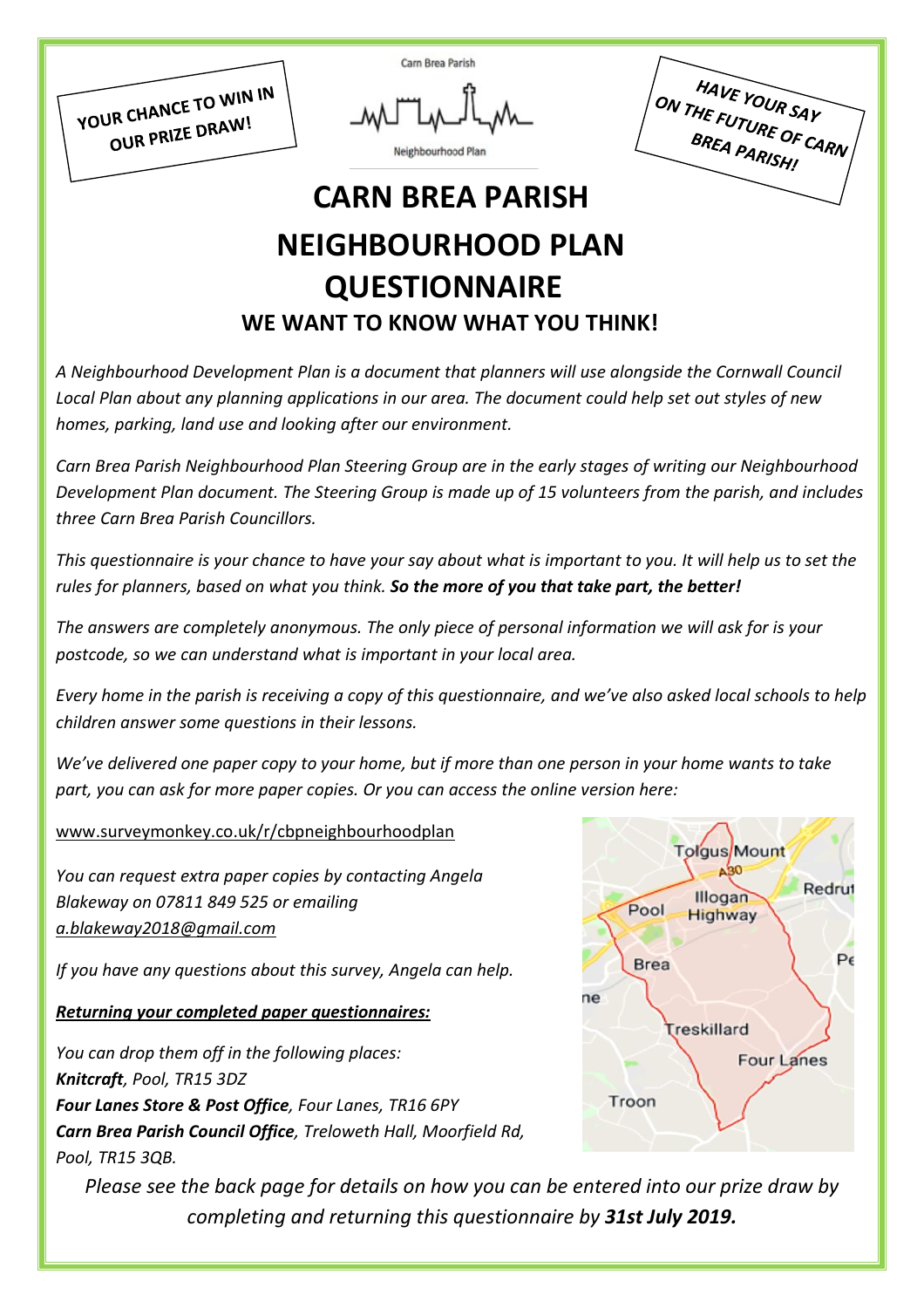YOUR CHANCE TO WIN IN OUR PRIZE DRAW!

Carn Brea Parish Neighbourhood Plan

HAVE YOUR SAY ON THE FUTURE OF CARN BREA PARISH!

# CARN BREA PARISH NEIGHBOURHOOD PLAN QUESTIONNAIRE

## WE WANT TO KNOW WHAT YOU THINK!

*A Neighbourhood Development Plan is a document that planners will use alongside the Cornwall Council Local Plan about any planning applications in our area. The document could help set out styles of new homes, parking, land use and looking after our environment.*

*Carn Brea Parish Neighbourhood Plan Steering Group are in the early stages of writing our Neighbourhood Development Plan document. The Steering Group is made up of 15 volunteers from the parish, and includes three Carn Brea Parish Councillors.*

*This questionnaire is your chance to have your say about what is important to you. It will help us to set the rules for planners, based on what you think.* ***So the more of you that take part, the better!***

*The answers are completely anonymous. The only piece of personal information we will ask for is your postcode, so we can understand what is important in your local area.*

*Every home in the parish is receiving a copy of this questionnaire, and we've also asked local schools to help children answer some questions in their lessons.*

*We've delivered one paper copy to your home, but if more than one person in your home wants to take part, you can ask for more paper copies. Or you can access the online version here:*

www.surveymonkey.co.uk/r/cbpneighbourhoodplan

*You can request extra paper copies by contacting Angela Blakeway on 07811 849 525 or emailing a.blakeway2018@gmail.com*

*If you have any questions about this survey, Angela can help.*

***Returning your completed paper questionnaires:***

*You can drop them off in the following places:*
***Knitcraft****, Pool, TR15 3DZ*
***Four Lanes Store & Post Office****, Four Lanes, TR16 6PY*
***Carn Brea Parish Council Office****, Treloweth Hall, Moorfield Rd, Pool, TR15 3QB.*

*Please see the back page for details on how you can be entered into our prize draw by completing and returning this questionnaire by* ***31st July 2019.***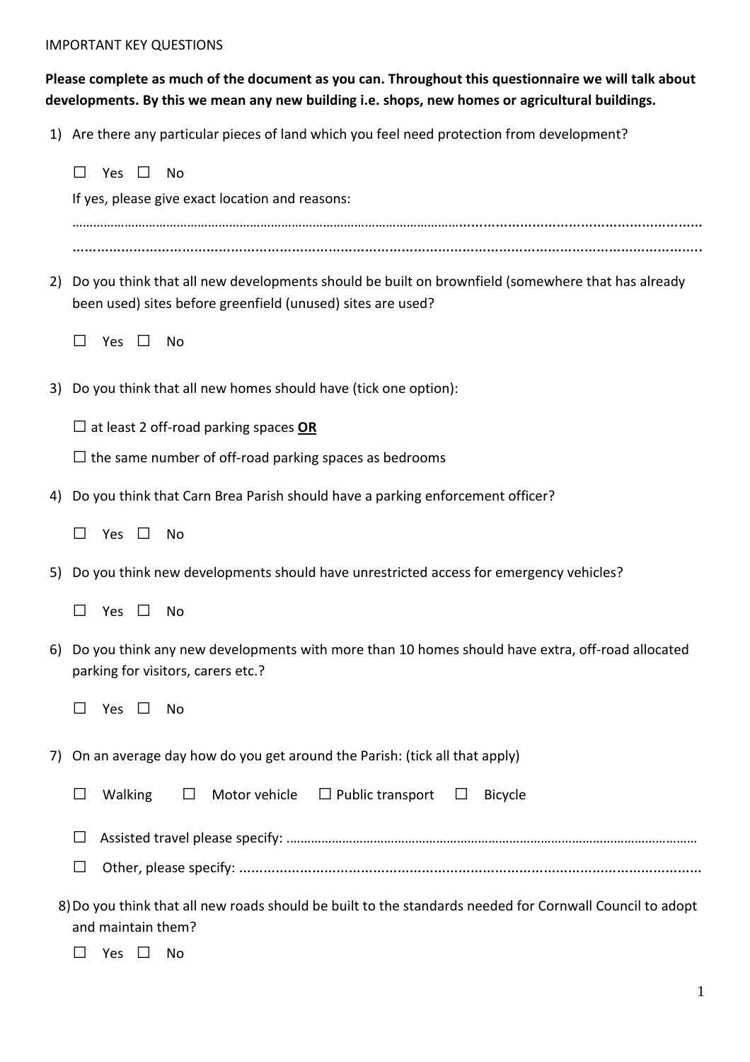IMPORTANT KEY QUESTIONS

**Please complete as much of the document as you can. Throughout this questionnaire we will talk about developments. By this we mean any new building i.e. shops, new homes or agricultural buildings.**

1) Are there any particular pieces of land which you feel need protection from development?

   ☐ Yes ☐ No

   If yes, please give exact location and reasons:

   ……………………………………………………………………………………………………………………………………………

   ……………………………………………………………………………………………………………………………………………

2) Do you think that all new developments should be built on brownfield (somewhere that has already been used) sites before greenfield (unused) sites are used?

   ☐ Yes ☐ No

3) Do you think that all new homes should have (tick one option):

   ☐ at least 2 off-road parking spaces **OR**

   ☐ the same number of off-road parking spaces as bedrooms

4) Do you think that Carn Brea Parish should have a parking enforcement officer?

   ☐ Yes ☐ No

5) Do you think new developments should have unrestricted access for emergency vehicles?

   ☐ Yes ☐ No

6) Do you think any new developments with more than 10 homes should have extra, off-road allocated parking for visitors, carers etc.?

   ☐ Yes ☐ No

7) On an average day how do you get around the Parish: (tick all that apply)

   ☐ Walking ☐ Motor vehicle ☐ Public transport ☐ Bicycle

   ☐ Assisted travel please specify: ……………………………………………………………………………………………

   ☐ Other, please specify: ……………………………………………………………………………………………………

8) Do you think that all new roads should be built to the standards needed for Cornwall Council to adopt and maintain them?

   ☐ Yes ☐ No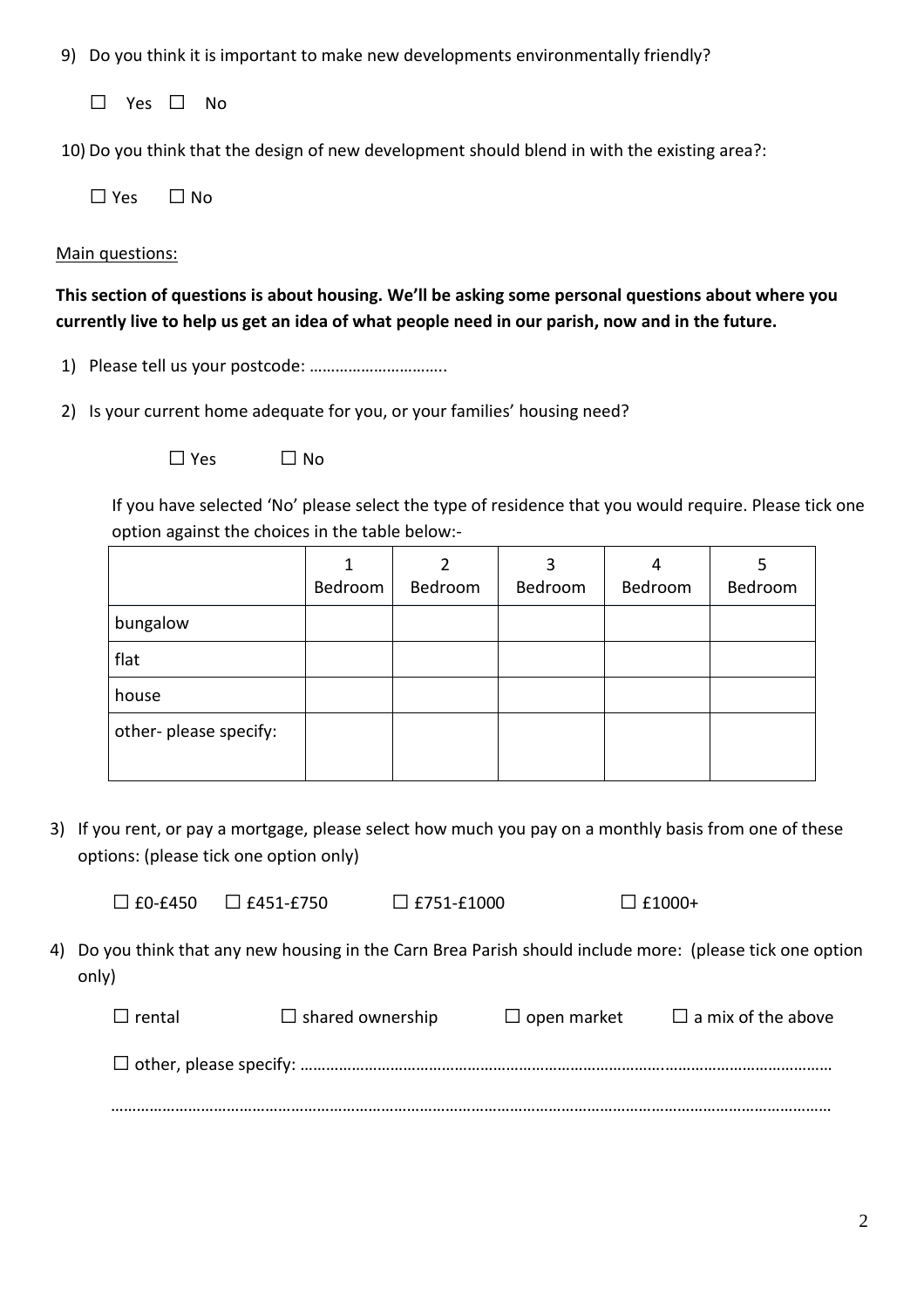9) Do you think it is important to make new developments environmentally friendly?

☐ Yes ☐ No

10) Do you think that the design of new development should blend in with the existing area?:

☐ Yes ☐ No

Main questions:

**This section of questions is about housing. We'll be asking some personal questions about where you currently live to help us get an idea of what people need in our parish, now and in the future.**

1) Please tell us your postcode: …………………………..

2) Is your current home adequate for you, or your families' housing need?

☐ Yes ☐ No

If you have selected 'No' please select the type of residence that you would require. Please tick one option against the choices in the table below:-

| | 1 Bedroom | 2 Bedroom | 3 Bedroom | 4 Bedroom | 5 Bedroom |
|---|---|---|---|---|---|
| bungalow | | | | | |
| flat | | | | | |
| house | | | | | |
| other- please specify: | | | | | |

3) If you rent, or pay a mortgage, please select how much you pay on a monthly basis from one of these options: (please tick one option only)

☐ £0-£450 ☐ £451-£750 ☐ £751-£1000 ☐ £1000+

4) Do you think that any new housing in the Carn Brea Parish should include more: (please tick one option only)

☐ rental ☐ shared ownership ☐ open market ☐ a mix of the above

☐ other, please specify: ………………………………………………………………………………………………………………

………………………………………………………………………………………………………………………………………………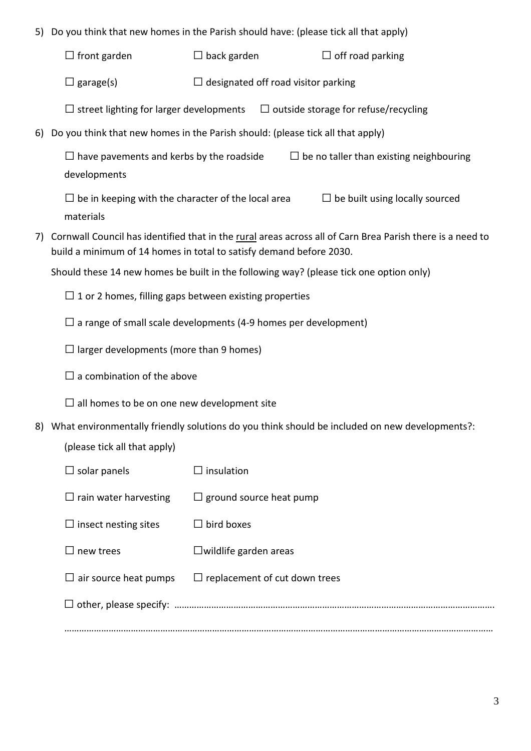5) Do you think that new homes in the Parish should have: (please tick all that apply)

☐ front garden ☐ back garden ☐ off road parking

☐ garage(s) ☐ designated off road visitor parking

☐ street lighting for larger developments ☐ outside storage for refuse/recycling

6) Do you think that new homes in the Parish should: (please tick all that apply)

☐ have pavements and kerbs by the roadside ☐ be no taller than existing neighbouring developments

☐ be in keeping with the character of the local area ☐ be built using locally sourced materials

7) Cornwall Council has identified that in the <u>rural</u> areas across all of Carn Brea Parish there is a need to build a minimum of 14 homes in total to satisfy demand before 2030.

Should these 14 new homes be built in the following way? (please tick one option only)

☐ 1 or 2 homes, filling gaps between existing properties

☐ a range of small scale developments (4-9 homes per development)

☐ larger developments (more than 9 homes)

☐ a combination of the above

☐ all homes to be on one new development site

8) What environmentally friendly solutions do you think should be included on new developments?:

(please tick all that apply)

☐ solar panels ☐ insulation

☐ rain water harvesting ☐ ground source heat pump

☐ insect nesting sites ☐ bird boxes

☐ new trees ☐wildlife garden areas

☐ air source heat pumps ☐ replacement of cut down trees

☐ other, please specify: ……………………………………………………………………………………………………………….

……………………………………………………………………………………………………………………………………………………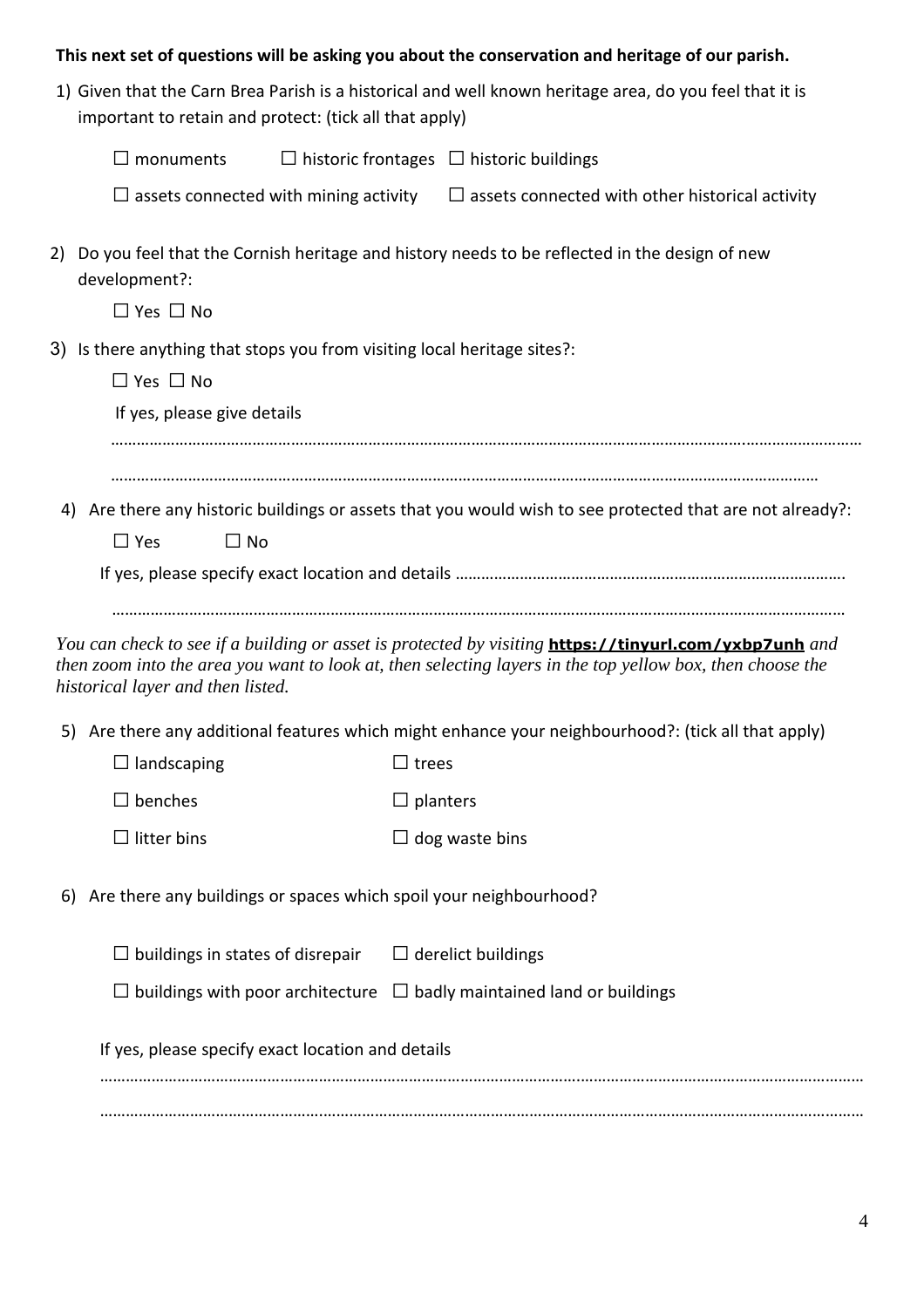**This next set of questions will be asking you about the conservation and heritage of our parish.**

1) Given that the Carn Brea Parish is a historical and well known heritage area, do you feel that it is important to retain and protect: (tick all that apply)

☐ monuments ☐ historic frontages ☐ historic buildings

☐ assets connected with mining activity ☐ assets connected with other historical activity

2) Do you feel that the Cornish heritage and history needs to be reflected in the design of new development?:

☐ Yes ☐ No

3) Is there anything that stops you from visiting local heritage sites?:

☐ Yes ☐ No

If yes, please give details

……………………………………………………………………………………………………………………………………………………

……………………………………………………………………………………………………………………………………………

4) Are there any historic buildings or assets that you would wish to see protected that are not already?:

☐ Yes ☐ No

If yes, please specify exact location and details …………………………………………………………………………….

……………………………………………………………………………………………………………………………………………

*You can check to see if a building or asset is protected by visiting* **https://tinyurl.com/yxbp7unh** *and then zoom into the area you want to look at, then selecting layers in the top yellow box, then choose the historical layer and then listed.*

5) Are there any additional features which might enhance your neighbourhood?: (tick all that apply)

☐ landscaping ☐ trees

☐ benches ☐ planters

☐ litter bins ☐ dog waste bins

6) Are there any buildings or spaces which spoil your neighbourhood?

☐ buildings in states of disrepair ☐ derelict buildings

☐ buildings with poor architecture ☐ badly maintained land or buildings

If yes, please specify exact location and details

……………………………………………………………………………………………………………………………………………………

……………………………………………………………………………………………………………………………………………………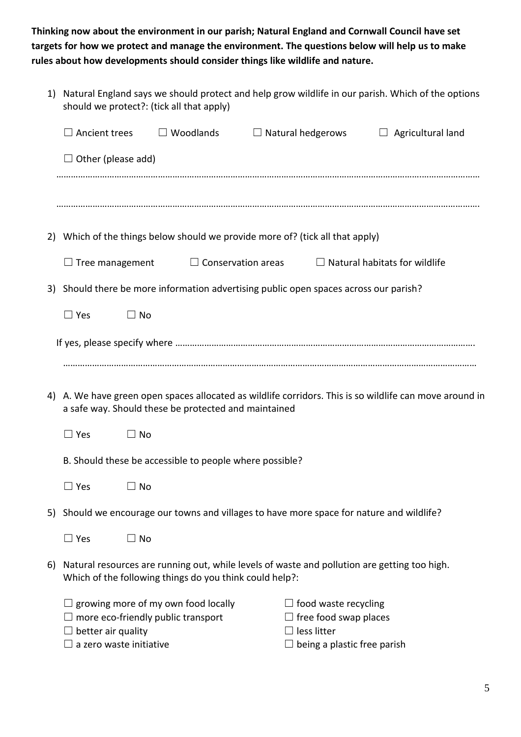**Thinking now about the environment in our parish; Natural England and Cornwall Council have set targets for how we protect and manage the environment. The questions below will help us to make rules about how developments should consider things like wildlife and nature.**

1) Natural England says we should protect and help grow wildlife in our parish. Which of the options should we protect?: (tick all that apply)

   ☐ Ancient trees    ☐ Woodlands    ☐ Natural hedgerows    ☐ Agricultural land

   ☐ Other (please add)

   ……………………………………………………………………………………………………………………………………………………

   ……………………………………………………………………………………………………………………………………………………

2) Which of the things below should we provide more of? (tick all that apply)

   ☐ Tree management    ☐ Conservation areas    ☐ Natural habitats for wildlife

3) Should there be more information advertising public open spaces across our parish?

   ☐ Yes    ☐ No

   If yes, please specify where ……………………………………………………………………………………………………….

   ……………………………………………………………………………………………………………………………………………………

4) A. We have green open spaces allocated as wildlife corridors. This is so wildlife can move around in a safe way. Should these be protected and maintained

   ☐ Yes    ☐ No

   B. Should these be accessible to people where possible?

   ☐ Yes    ☐ No

5) Should we encourage our towns and villages to have more space for nature and wildlife?

   ☐ Yes    ☐ No

6) Natural resources are running out, while levels of waste and pollution are getting too high. Which of the following things do you think could help?:

   ☐ growing more of my own food locally
   ☐ more eco-friendly public transport
   ☐ better air quality
   ☐ a zero waste initiative
   ☐ food waste recycling
   ☐ free food swap places
   ☐ less litter
   ☐ being a plastic free parish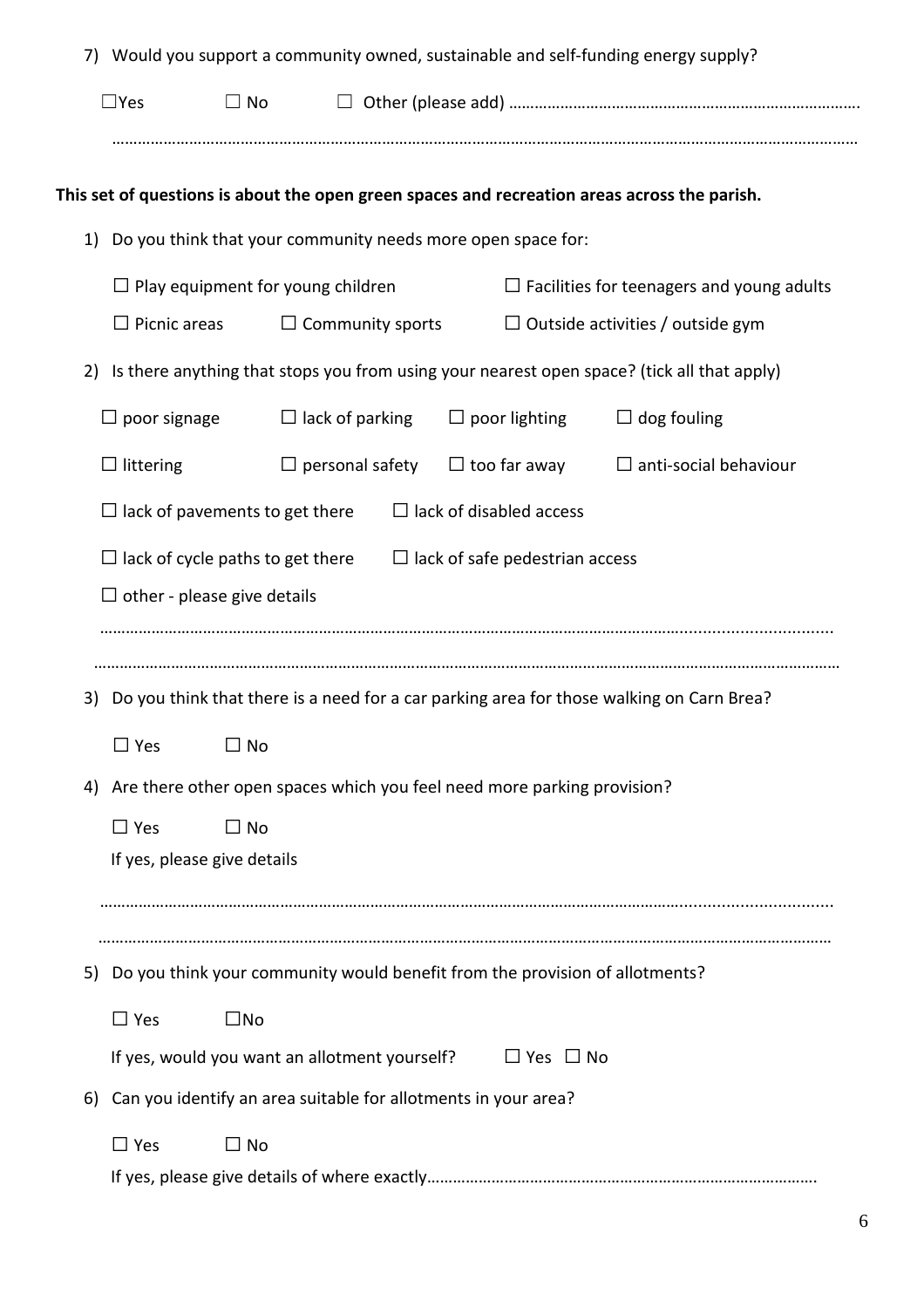7) Would you support a community owned, sustainable and self-funding energy supply?

☐Yes ☐ No ☐ Other (please add) ……………………………………………………………………….

…………………………………………………………………………………………………………………………………………………

**This set of questions is about the open green spaces and recreation areas across the parish.**

1) Do you think that your community needs more open space for:

☐ Play equipment for young children ☐ Facilities for teenagers and young adults

☐ Picnic areas ☐ Community sports ☐ Outside activities / outside gym

2) Is there anything that stops you from using your nearest open space? (tick all that apply)

☐ poor signage ☐ lack of parking ☐ poor lighting ☐ dog fouling

☐ littering ☐ personal safety ☐ too far away ☐ anti-social behaviour

☐ lack of pavements to get there ☐ lack of disabled access

☐ lack of cycle paths to get there ☐ lack of safe pedestrian access

☐ other - please give details

…………………………………………………………………………………………………………………………………...........................

…………………………………………………………………………………………………………………………………………………

3) Do you think that there is a need for a car parking area for those walking on Carn Brea?

☐ Yes ☐ No

4) Are there other open spaces which you feel need more parking provision?

☐ Yes ☐ No

If yes, please give details

…………………………………………………………………………………………………………………………………...........................

…………………………………………………………………………………………………………………………………………………

5) Do you think your community would benefit from the provision of allotments?

☐ Yes ☐No

If yes, would you want an allotment yourself? ☐ Yes ☐ No

6) Can you identify an area suitable for allotments in your area?

☐ Yes ☐ No

If yes, please give details of where exactly……………………………………………………………………………….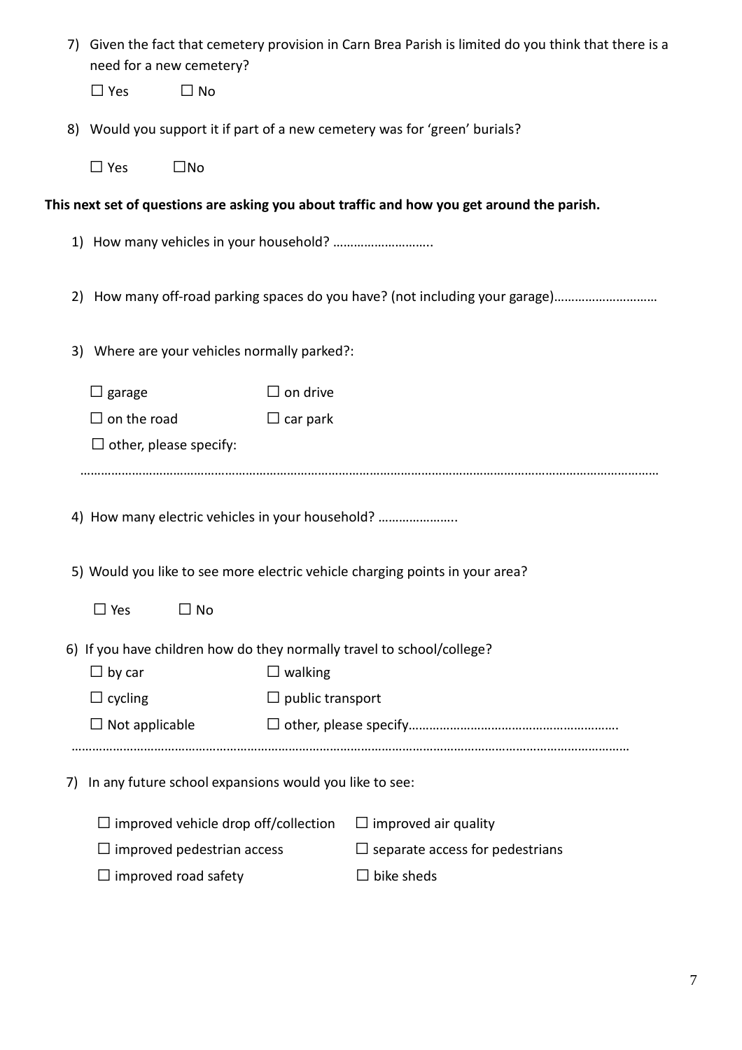7) Given the fact that cemetery provision in Carn Brea Parish is limited do you think that there is a need for a new cemetery?

☐ Yes ☐ No

8) Would you support it if part of a new cemetery was for 'green' burials?

☐ Yes ☐No

**This next set of questions are asking you about traffic and how you get around the parish.**

1) How many vehicles in your household? ………………………..

2) How many off-road parking spaces do you have? (not including your garage)…………………………

3) Where are your vehicles normally parked?:

☐ garage ☐ on drive

☐ on the road ☐ car park

☐ other, please specify:

……………………………………………………………………………………………………………………………………………

4) How many electric vehicles in your household? …………………..

5) Would you like to see more electric vehicle charging points in your area?

☐ Yes ☐ No

6) If you have children how do they normally travel to school/college?

☐ by car ☐ walking

☐ cycling ☐ public transport

☐ Not applicable ☐ other, please specify…………………………………………………….

……………………………………………………………………………………………………………………………………………

7) In any future school expansions would you like to see:

☐ improved vehicle drop off/collection ☐ improved air quality

☐ improved pedestrian access ☐ separate access for pedestrians

☐ improved road safety ☐ bike sheds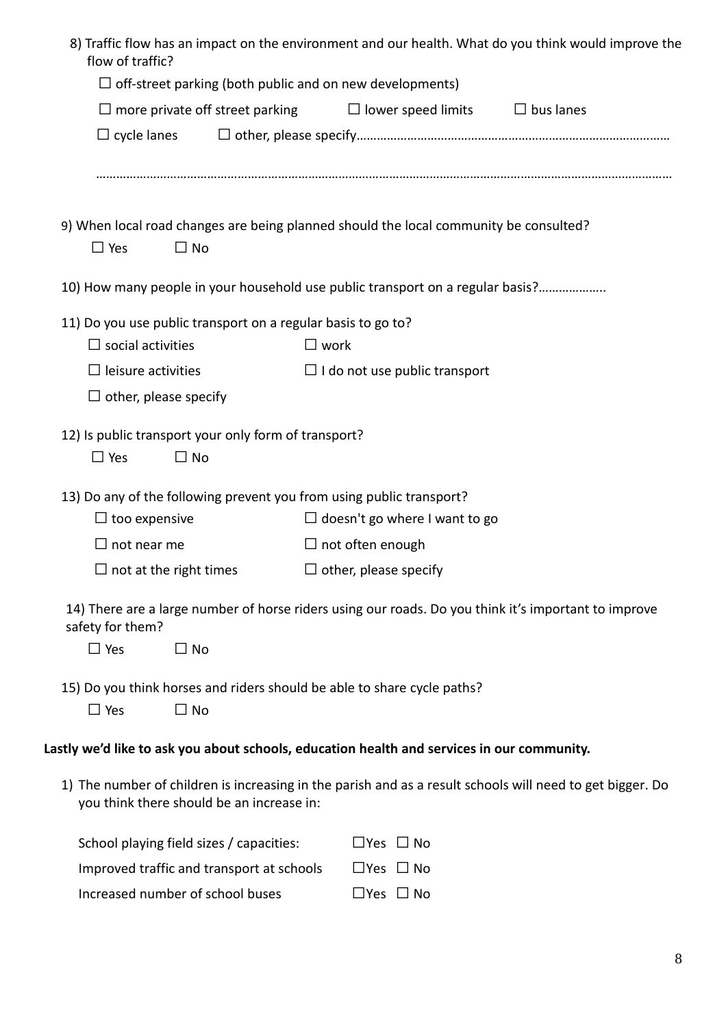8) Traffic flow has an impact on the environment and our health. What do you think would improve the flow of traffic?

☐ off-street parking (both public and on new developments)

☐ more private off street parking ☐ lower speed limits ☐ bus lanes

☐ cycle lanes ☐ other, please specify…………………………………………………………………………………

………………………………………………………………………………………………………………………………………………………

9) When local road changes are being planned should the local community be consulted?

☐ Yes ☐ No

10) How many people in your household use public transport on a regular basis?………………..

11) Do you use public transport on a regular basis to go to?

☐ social activities ☐ work

☐ leisure activities ☐ I do not use public transport

☐ other, please specify

12) Is public transport your only form of transport?

☐ Yes ☐ No

13) Do any of the following prevent you from using public transport?

☐ too expensive ☐ doesn't go where I want to go

☐ not near me ☐ not often enough

☐ not at the right times ☐ other, please specify

14) There are a large number of horse riders using our roads. Do you think it's important to improve safety for them?

☐ Yes ☐ No

15) Do you think horses and riders should be able to share cycle paths?

☐ Yes ☐ No

**Lastly we'd like to ask you about schools, education health and services in our community.**

1) The number of children is increasing in the parish and as a result schools will need to get bigger. Do you think there should be an increase in:

School playing field sizes / capacities: ☐Yes ☐ No

Improved traffic and transport at schools ☐Yes ☐ No

Increased number of school buses ☐Yes ☐ No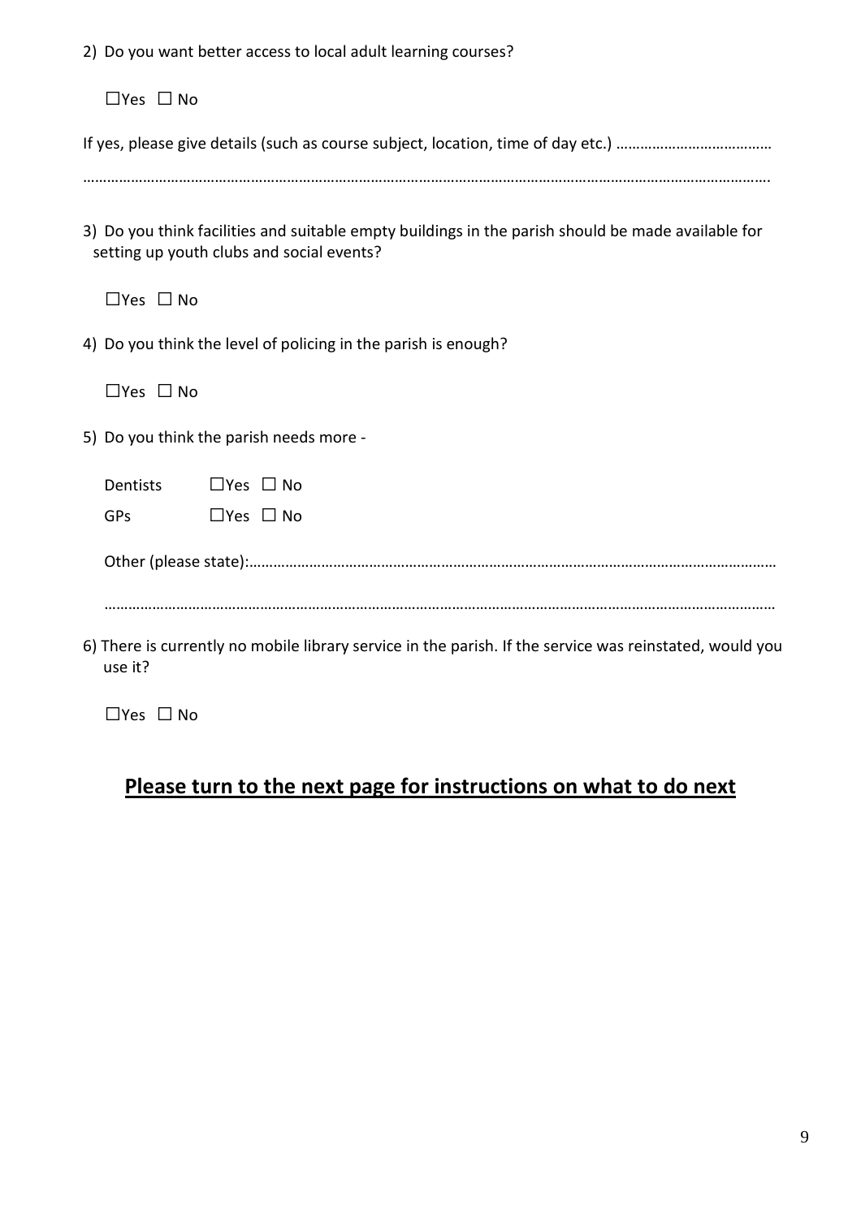2) Do you want better access to local adult learning courses?

☐Yes ☐ No

If yes, please give details (such as course subject, location, time of day etc.) ……………………………………

…………………………………………………………………………………………………………………………………………………….

3) Do you think facilities and suitable empty buildings in the parish should be made available for setting up youth clubs and social events?

☐Yes ☐ No

4) Do you think the level of policing in the parish is enough?

☐Yes ☐ No

5) Do you think the parish needs more -

Dentists ☐Yes ☐ No

GPs ☐Yes ☐ No

Other (please state):…………………………………………………………………………………………………………………

…………………………………………………………………………………………………………………………………………………

6) There is currently no mobile library service in the parish. If the service was reinstated, would you use it?

☐Yes ☐ No

## **<u>Please turn to the next page for instructions on what to do next</u>**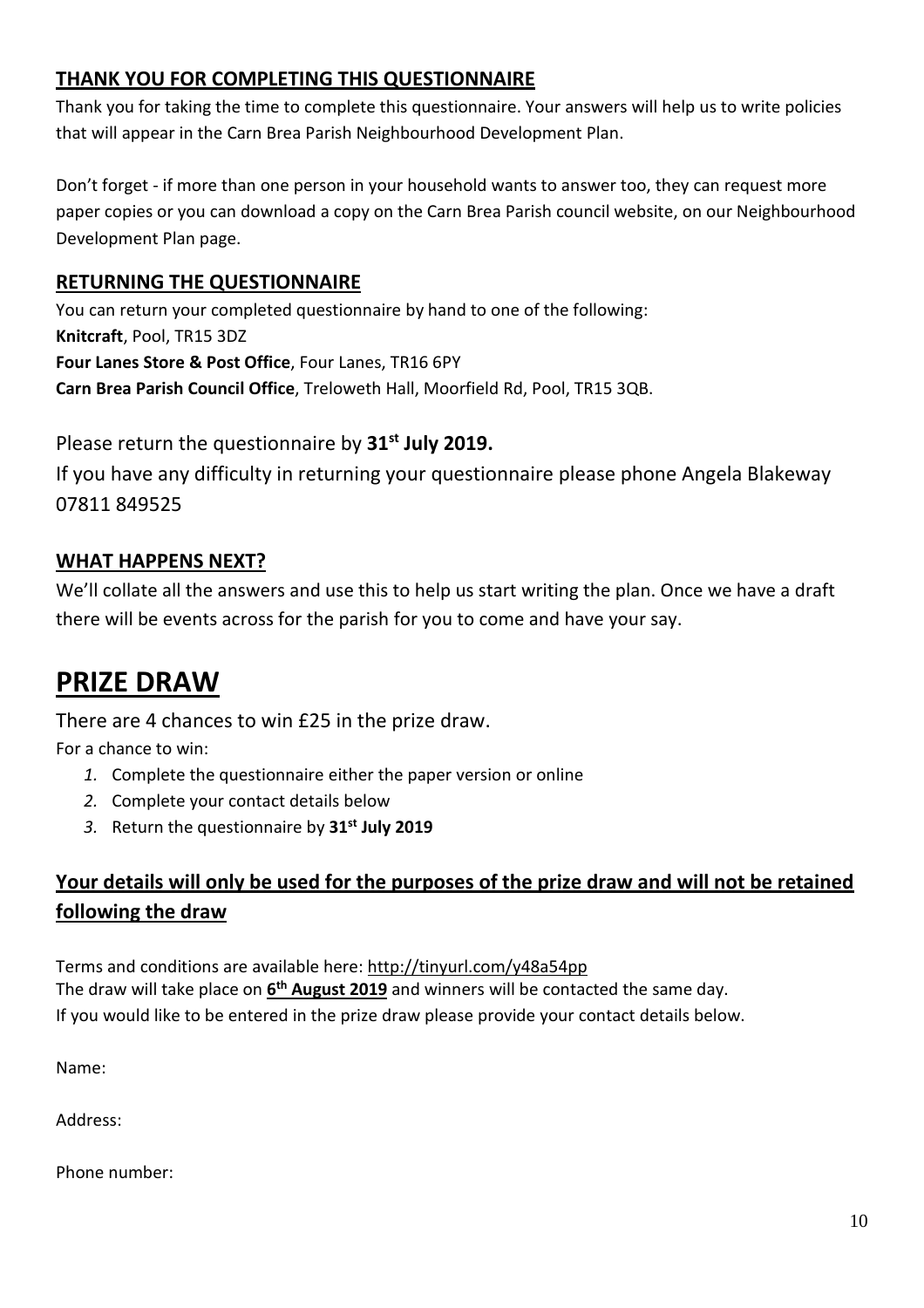## THANK YOU FOR COMPLETING THIS QUESTIONNAIRE

Thank you for taking the time to complete this questionnaire. Your answers will help us to write policies that will appear in the Carn Brea Parish Neighbourhood Development Plan.

Don't forget - if more than one person in your household wants to answer too, they can request more paper copies or you can download a copy on the Carn Brea Parish council website, on our Neighbourhood Development Plan page.

## RETURNING THE QUESTIONNAIRE

You can return your completed questionnaire by hand to one of the following:
**Knitcraft**, Pool, TR15 3DZ
**Four Lanes Store & Post Office**, Four Lanes, TR16 6PY
**Carn Brea Parish Council Office**, Treloweth Hall, Moorfield Rd, Pool, TR15 3QB.

Please return the questionnaire by **31st July 2019.**

If you have any difficulty in returning your questionnaire please phone Angela Blakeway 07811 849525

## WHAT HAPPENS NEXT?

We'll collate all the answers and use this to help us start writing the plan. Once we have a draft there will be events across for the parish for you to come and have your say.

# PRIZE DRAW

There are 4 chances to win £25 in the prize draw.

For a chance to win:

1. Complete the questionnaire either the paper version or online
2. Complete your contact details below
3. Return the questionnaire by **31st July 2019**

## Your details will only be used for the purposes of the prize draw and will not be retained following the draw

Terms and conditions are available here: http://tinyurl.com/y48a54pp
The draw will take place on **6th August 2019** and winners will be contacted the same day.
If you would like to be entered in the prize draw please provide your contact details below.

Name:

Address:

Phone number: